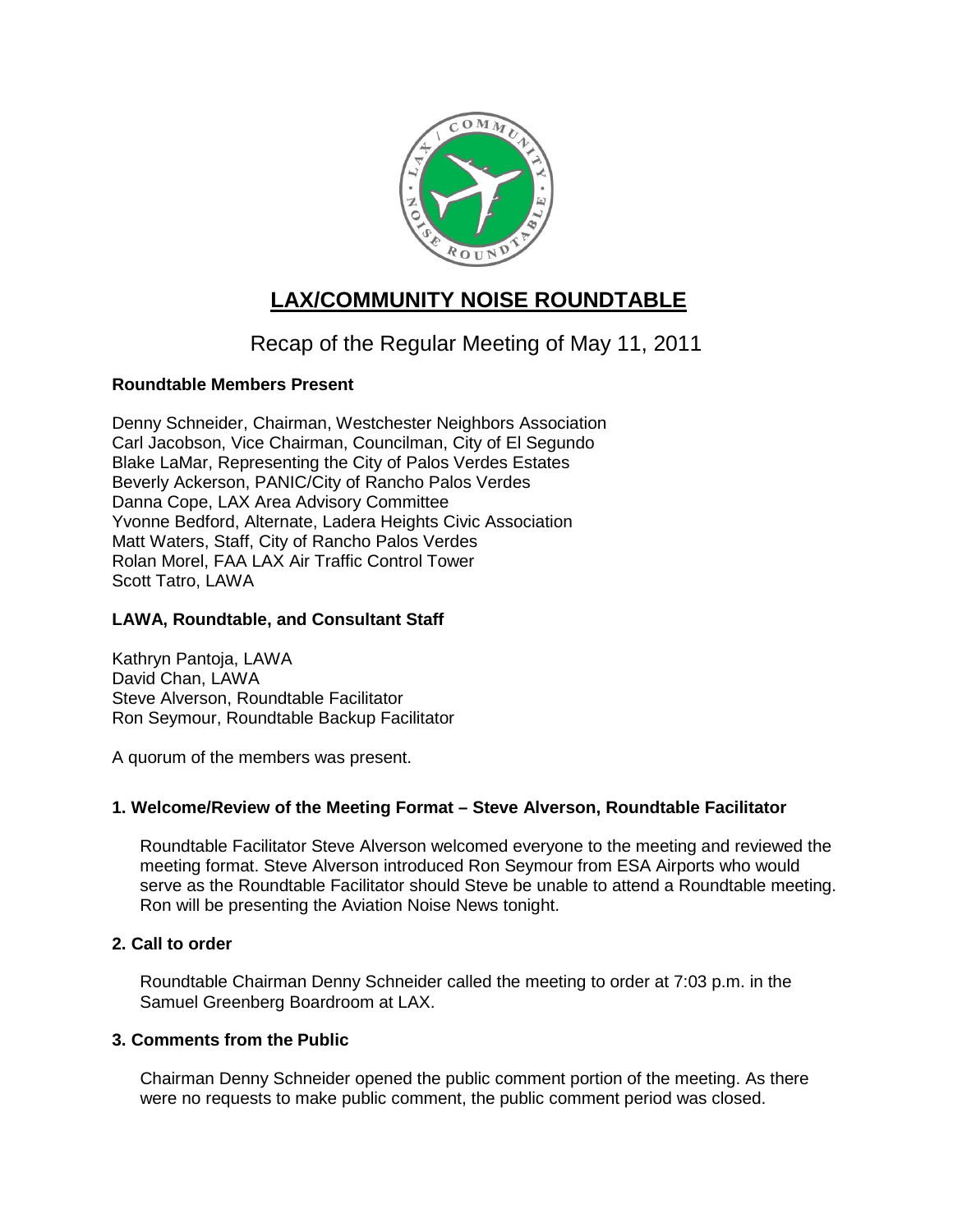# LAX/COMMUNITY NOISE ROUNDTABLE

## Recap of the Regular Meeting of May 11, 2011

**Roundtable Members Present**

Denny Schneider, Chairman, Westchester Neighbors Association
Carl Jacobson, Vice Chairman, Councilman, City of El Segundo
Blake LaMar, Representing the City of Palos Verdes Estates
Beverly Ackerson, PANIC/City of Rancho Palos Verdes
Danna Cope, LAX Area Advisory Committee
Yvonne Bedford, Alternate, Ladera Heights Civic Association
Matt Waters, Staff, City of Rancho Palos Verdes
Rolan Morel, FAA LAX Air Traffic Control Tower
Scott Tatro, LAWA

**LAWA, Roundtable, and Consultant Staff**

Kathryn Pantoja, LAWA
David Chan, LAWA
Steve Alverson, Roundtable Facilitator
Ron Seymour, Roundtable Backup Facilitator

A quorum of the members was present.

### 1. Welcome/Review of the Meeting Format – Steve Alverson, Roundtable Facilitator

Roundtable Facilitator Steve Alverson welcomed everyone to the meeting and reviewed the meeting format. Steve Alverson introduced Ron Seymour from ESA Airports who would serve as the Roundtable Facilitator should Steve be unable to attend a Roundtable meeting. Ron will be presenting the Aviation Noise News tonight.

### 2. Call to order

Roundtable Chairman Denny Schneider called the meeting to order at 7:03 p.m. in the Samuel Greenberg Boardroom at LAX.

### 3. Comments from the Public

Chairman Denny Schneider opened the public comment portion of the meeting. As there were no requests to make public comment, the public comment period was closed.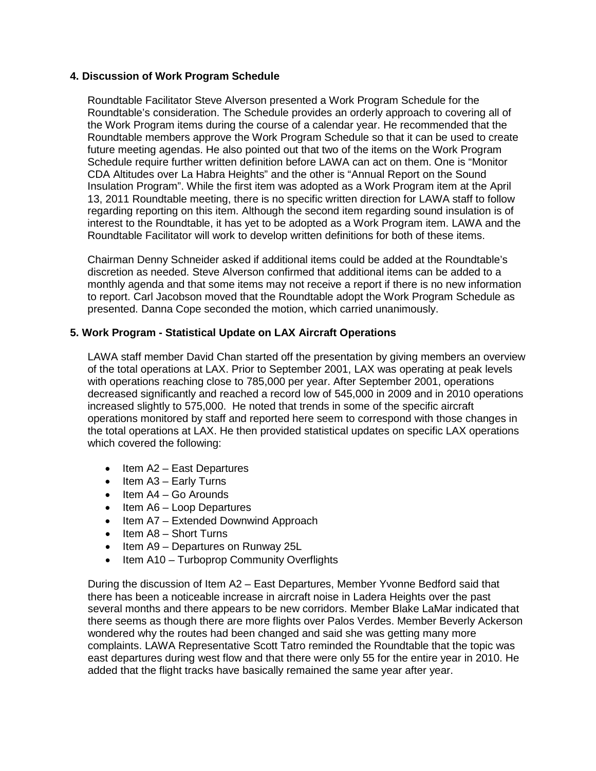### 4. Discussion of Work Program Schedule

Roundtable Facilitator Steve Alverson presented a Work Program Schedule for the Roundtable's consideration. The Schedule provides an orderly approach to covering all of the Work Program items during the course of a calendar year. He recommended that the Roundtable members approve the Work Program Schedule so that it can be used to create future meeting agendas. He also pointed out that two of the items on the Work Program Schedule require further written definition before LAWA can act on them. One is "Monitor CDA Altitudes over La Habra Heights" and the other is "Annual Report on the Sound Insulation Program". While the first item was adopted as a Work Program item at the April 13, 2011 Roundtable meeting, there is no specific written direction for LAWA staff to follow regarding reporting on this item. Although the second item regarding sound insulation is of interest to the Roundtable, it has yet to be adopted as a Work Program item. LAWA and the Roundtable Facilitator will work to develop written definitions for both of these items.

Chairman Denny Schneider asked if additional items could be added at the Roundtable's discretion as needed. Steve Alverson confirmed that additional items can be added to a monthly agenda and that some items may not receive a report if there is no new information to report. Carl Jacobson moved that the Roundtable adopt the Work Program Schedule as presented. Danna Cope seconded the motion, which carried unanimously.

### 5. Work Program - Statistical Update on LAX Aircraft Operations

LAWA staff member David Chan started off the presentation by giving members an overview of the total operations at LAX. Prior to September 2001, LAX was operating at peak levels with operations reaching close to 785,000 per year. After September 2001, operations decreased significantly and reached a record low of 545,000 in 2009 and in 2010 operations increased slightly to 575,000. He noted that trends in some of the specific aircraft operations monitored by staff and reported here seem to correspond with those changes in the total operations at LAX. He then provided statistical updates on specific LAX operations which covered the following:

- Item A2 – East Departures
- Item A3 – Early Turns
- Item A4 – Go Arounds
- Item A6 – Loop Departures
- Item A7 – Extended Downwind Approach
- Item A8 – Short Turns
- Item A9 – Departures on Runway 25L
- Item A10 – Turboprop Community Overflights

During the discussion of Item A2 – East Departures, Member Yvonne Bedford said that there has been a noticeable increase in aircraft noise in Ladera Heights over the past several months and there appears to be new corridors. Member Blake LaMar indicated that there seems as though there are more flights over Palos Verdes. Member Beverly Ackerson wondered why the routes had been changed and said she was getting many more complaints. LAWA Representative Scott Tatro reminded the Roundtable that the topic was east departures during west flow and that there were only 55 for the entire year in 2010. He added that the flight tracks have basically remained the same year after year.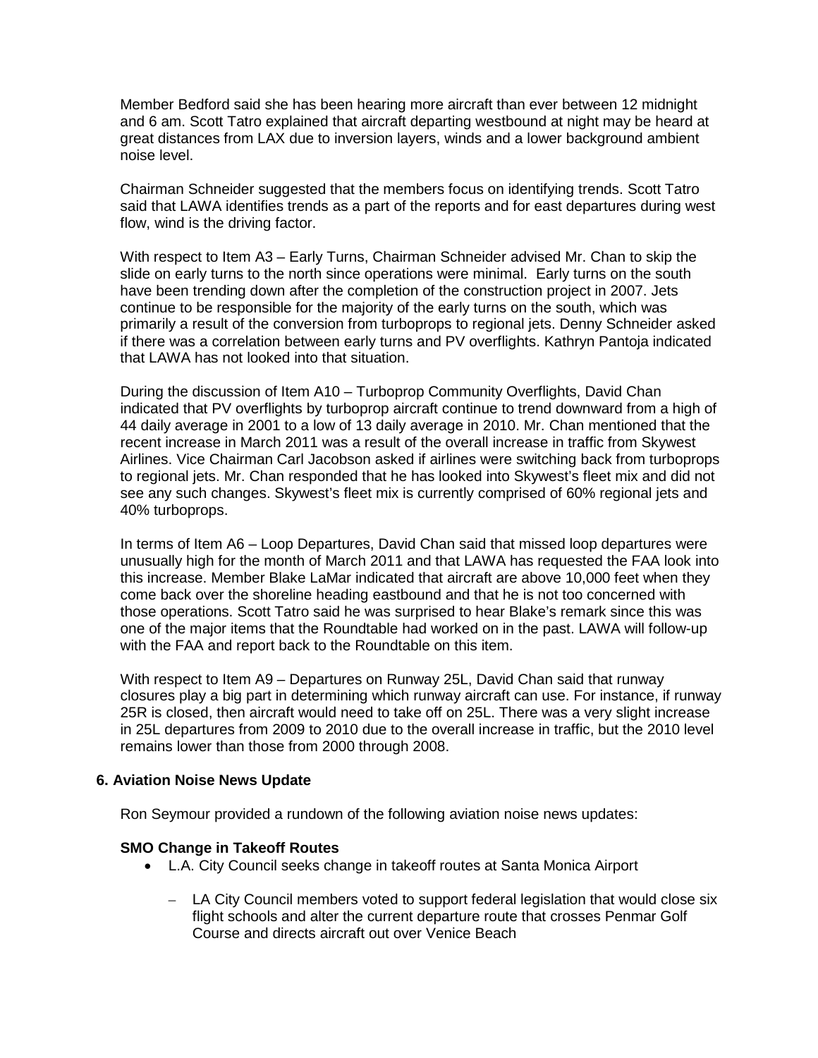Member Bedford said she has been hearing more aircraft than ever between 12 midnight and 6 am. Scott Tatro explained that aircraft departing westbound at night may be heard at great distances from LAX due to inversion layers, winds and a lower background ambient noise level.

Chairman Schneider suggested that the members focus on identifying trends. Scott Tatro said that LAWA identifies trends as a part of the reports and for east departures during west flow, wind is the driving factor.

With respect to Item A3 – Early Turns, Chairman Schneider advised Mr. Chan to skip the slide on early turns to the north since operations were minimal. Early turns on the south have been trending down after the completion of the construction project in 2007. Jets continue to be responsible for the majority of the early turns on the south, which was primarily a result of the conversion from turboprops to regional jets. Denny Schneider asked if there was a correlation between early turns and PV overflights. Kathryn Pantoja indicated that LAWA has not looked into that situation.

During the discussion of Item A10 – Turboprop Community Overflights, David Chan indicated that PV overflights by turboprop aircraft continue to trend downward from a high of 44 daily average in 2001 to a low of 13 daily average in 2010. Mr. Chan mentioned that the recent increase in March 2011 was a result of the overall increase in traffic from Skywest Airlines. Vice Chairman Carl Jacobson asked if airlines were switching back from turboprops to regional jets. Mr. Chan responded that he has looked into Skywest's fleet mix and did not see any such changes. Skywest's fleet mix is currently comprised of 60% regional jets and 40% turboprops.

In terms of Item A6 – Loop Departures, David Chan said that missed loop departures were unusually high for the month of March 2011 and that LAWA has requested the FAA look into this increase. Member Blake LaMar indicated that aircraft are above 10,000 feet when they come back over the shoreline heading eastbound and that he is not too concerned with those operations. Scott Tatro said he was surprised to hear Blake's remark since this was one of the major items that the Roundtable had worked on in the past. LAWA will follow-up with the FAA and report back to the Roundtable on this item.

With respect to Item A9 – Departures on Runway 25L, David Chan said that runway closures play a big part in determining which runway aircraft can use. For instance, if runway 25R is closed, then aircraft would need to take off on 25L. There was a very slight increase in 25L departures from 2009 to 2010 due to the overall increase in traffic, but the 2010 level remains lower than those from 2000 through 2008.

## 6. Aviation Noise News Update

Ron Seymour provided a rundown of the following aviation noise news updates:

### SMO Change in Takeoff Routes

- L.A. City Council seeks change in takeoff routes at Santa Monica Airport
  - LA City Council members voted to support federal legislation that would close six flight schools and alter the current departure route that crosses Penmar Golf Course and directs aircraft out over Venice Beach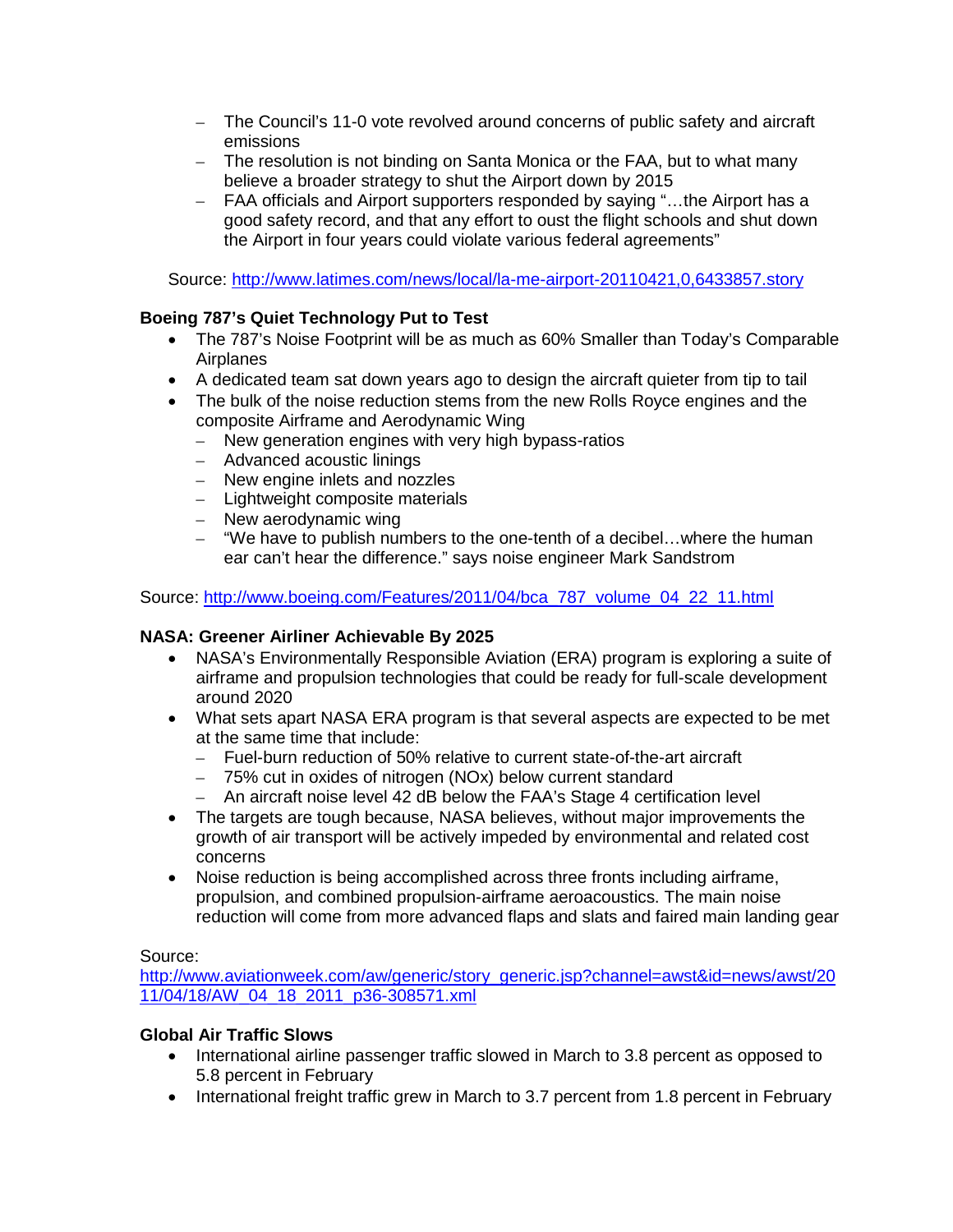- The Council's 11-0 vote revolved around concerns of public safety and aircraft emissions
  - The resolution is not binding on Santa Monica or the FAA, but to what many believe a broader strategy to shut the Airport down by 2015
  - FAA officials and Airport supporters responded by saying "…the Airport has a good safety record, and that any effort to oust the flight schools and shut down the Airport in four years could violate various federal agreements"

Source: [http://www.latimes.com/news/local/la-me-airport-20110421,0,6433857.story](http://www.latimes.com/news/local/la-me-airport-20110421,0,6433857.story)

**Boeing 787's Quiet Technology Put to Test**

- The 787's Noise Footprint will be as much as 60% Smaller than Today's Comparable Airplanes
- A dedicated team sat down years ago to design the aircraft quieter from tip to tail
- The bulk of the noise reduction stems from the new Rolls Royce engines and the composite Airframe and Aerodynamic Wing
  - New generation engines with very high bypass-ratios
  - Advanced acoustic linings
  - New engine inlets and nozzles
  - Lightweight composite materials
  - New aerodynamic wing
  - "We have to publish numbers to the one-tenth of a decibel…where the human ear can't hear the difference." says noise engineer Mark Sandstrom

Source: [http://www.boeing.com/Features/2011/04/bca_787_volume_04_22_11.html](http://www.boeing.com/Features/2011/04/bca_787_volume_04_22_11.html)

**NASA: Greener Airliner Achievable By 2025**

- NASA's Environmentally Responsible Aviation (ERA) program is exploring a suite of airframe and propulsion technologies that could be ready for full-scale development around 2020
- What sets apart NASA ERA program is that several aspects are expected to be met at the same time that include:
  - Fuel-burn reduction of 50% relative to current state-of-the-art aircraft
  - 75% cut in oxides of nitrogen (NOx) below current standard
  - An aircraft noise level 42 dB below the FAA's Stage 4 certification level
- The targets are tough because, NASA believes, without major improvements the growth of air transport will be actively impeded by environmental and related cost concerns
- Noise reduction is being accomplished across three fronts including airframe, propulsion, and combined propulsion-airframe aeroacoustics. The main noise reduction will come from more advanced flaps and slats and faired main landing gear

Source:
[http://www.aviationweek.com/aw/generic/story_generic.jsp?channel=awst&id=news/awst/2011/04/18/AW_04_18_2011_p36-308571.xml](http://www.aviationweek.com/aw/generic/story_generic.jsp?channel=awst&id=news/awst/2011/04/18/AW_04_18_2011_p36-308571.xml)

**Global Air Traffic Slows**

- International airline passenger traffic slowed in March to 3.8 percent as opposed to 5.8 percent in February
- International freight traffic grew in March to 3.7 percent from 1.8 percent in February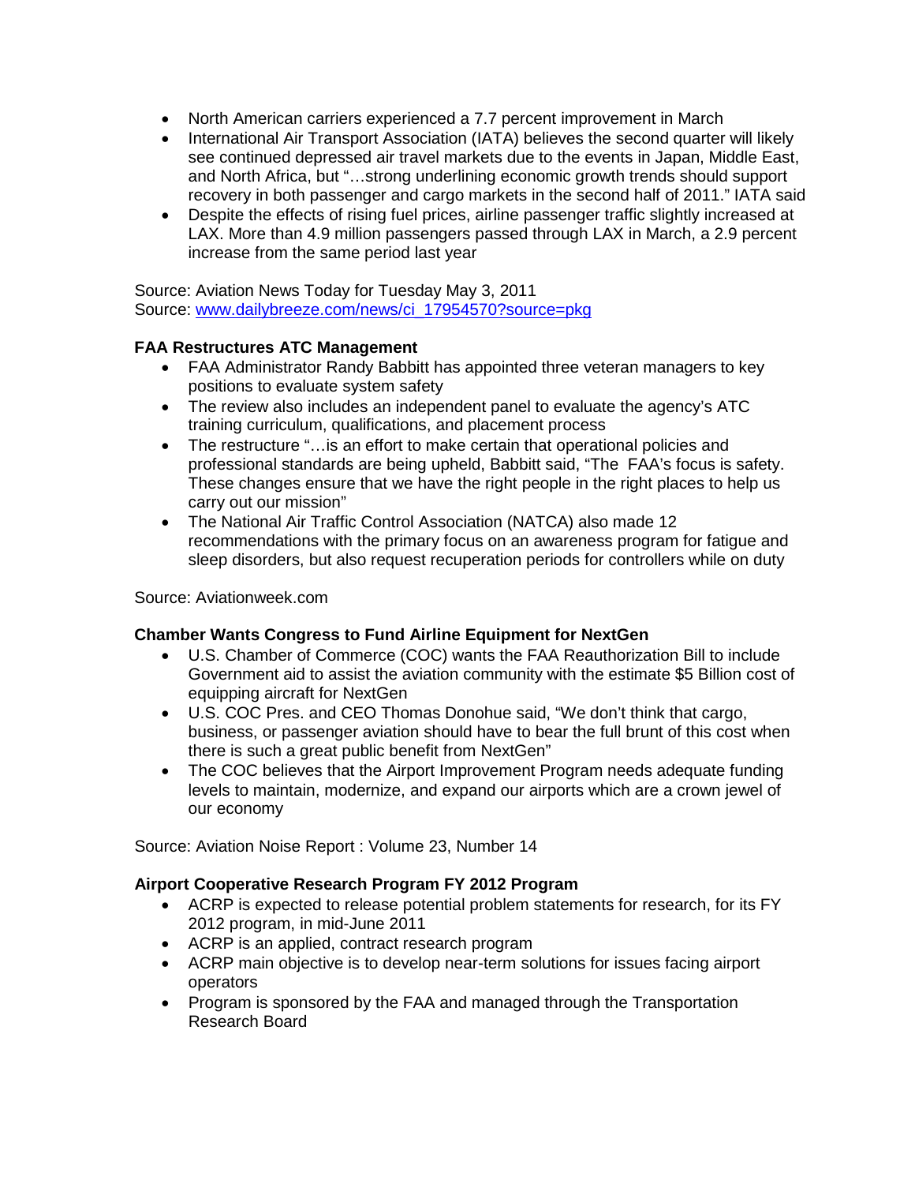- North American carriers experienced a 7.7 percent improvement in March
- International Air Transport Association (IATA) believes the second quarter will likely see continued depressed air travel markets due to the events in Japan, Middle East, and North Africa, but "…strong underlining economic growth trends should support recovery in both passenger and cargo markets in the second half of 2011." IATA said
- Despite the effects of rising fuel prices, airline passenger traffic slightly increased at LAX. More than 4.9 million passengers passed through LAX in March, a 2.9 percent increase from the same period last year

Source: Aviation News Today for Tuesday May 3, 2011
Source: [www.dailybreeze.com/news/ci_17954570?source=pkg](www.dailybreeze.com/news/ci_17954570?source=pkg)

**FAA Restructures ATC Management**

- FAA Administrator Randy Babbitt has appointed three veteran managers to key positions to evaluate system safety
- The review also includes an independent panel to evaluate the agency's ATC training curriculum, qualifications, and placement process
- The restructure "…is an effort to make certain that operational policies and professional standards are being upheld, Babbitt said, "The FAA's focus is safety. These changes ensure that we have the right people in the right places to help us carry out our mission"
- The National Air Traffic Control Association (NATCA) also made 12 recommendations with the primary focus on an awareness program for fatigue and sleep disorders, but also request recuperation periods for controllers while on duty

Source: Aviationweek.com

**Chamber Wants Congress to Fund Airline Equipment for NextGen**

- U.S. Chamber of Commerce (COC) wants the FAA Reauthorization Bill to include Government aid to assist the aviation community with the estimate $5 Billion cost of equipping aircraft for NextGen
- U.S. COC Pres. and CEO Thomas Donohue said, "We don't think that cargo, business, or passenger aviation should have to bear the full brunt of this cost when there is such a great public benefit from NextGen"
- The COC believes that the Airport Improvement Program needs adequate funding levels to maintain, modernize, and expand our airports which are a crown jewel of our economy

Source: Aviation Noise Report : Volume 23, Number 14

**Airport Cooperative Research Program FY 2012 Program**

- ACRP is expected to release potential problem statements for research, for its FY 2012 program, in mid-June 2011
- ACRP is an applied, contract research program
- ACRP main objective is to develop near-term solutions for issues facing airport operators
- Program is sponsored by the FAA and managed through the Transportation Research Board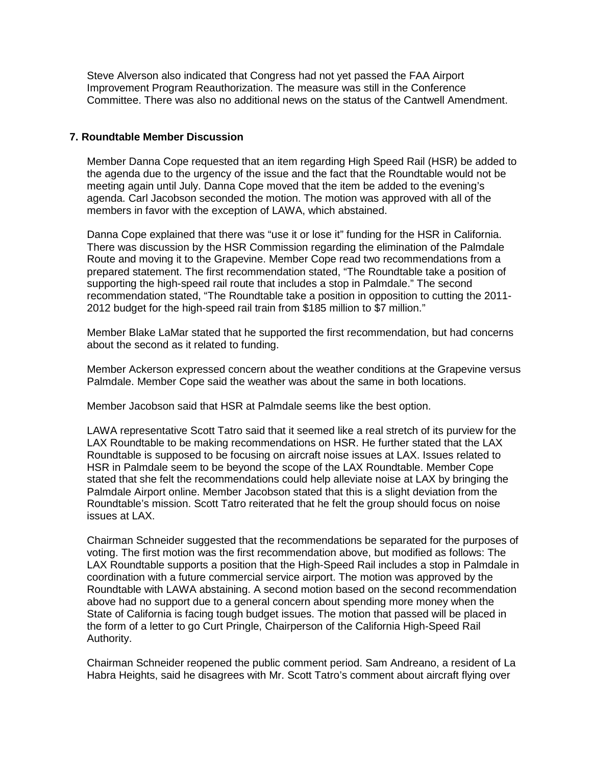Steve Alverson also indicated that Congress had not yet passed the FAA Airport Improvement Program Reauthorization. The measure was still in the Conference Committee. There was also no additional news on the status of the Cantwell Amendment.

**7. Roundtable Member Discussion**

Member Danna Cope requested that an item regarding High Speed Rail (HSR) be added to the agenda due to the urgency of the issue and the fact that the Roundtable would not be meeting again until July. Danna Cope moved that the item be added to the evening's agenda. Carl Jacobson seconded the motion. The motion was approved with all of the members in favor with the exception of LAWA, which abstained.

Danna Cope explained that there was "use it or lose it" funding for the HSR in California. There was discussion by the HSR Commission regarding the elimination of the Palmdale Route and moving it to the Grapevine. Member Cope read two recommendations from a prepared statement. The first recommendation stated, "The Roundtable take a position of supporting the high-speed rail route that includes a stop in Palmdale." The second recommendation stated, "The Roundtable take a position in opposition to cutting the 2011-2012 budget for the high-speed rail train from $185 million to $7 million."

Member Blake LaMar stated that he supported the first recommendation, but had concerns about the second as it related to funding.

Member Ackerson expressed concern about the weather conditions at the Grapevine versus Palmdale. Member Cope said the weather was about the same in both locations.

Member Jacobson said that HSR at Palmdale seems like the best option.

LAWA representative Scott Tatro said that it seemed like a real stretch of its purview for the LAX Roundtable to be making recommendations on HSR. He further stated that the LAX Roundtable is supposed to be focusing on aircraft noise issues at LAX. Issues related to HSR in Palmdale seem to be beyond the scope of the LAX Roundtable. Member Cope stated that she felt the recommendations could help alleviate noise at LAX by bringing the Palmdale Airport online. Member Jacobson stated that this is a slight deviation from the Roundtable's mission. Scott Tatro reiterated that he felt the group should focus on noise issues at LAX.

Chairman Schneider suggested that the recommendations be separated for the purposes of voting. The first motion was the first recommendation above, but modified as follows: The LAX Roundtable supports a position that the High-Speed Rail includes a stop in Palmdale in coordination with a future commercial service airport. The motion was approved by the Roundtable with LAWA abstaining. A second motion based on the second recommendation above had no support due to a general concern about spending more money when the State of California is facing tough budget issues. The motion that passed will be placed in the form of a letter to go Curt Pringle, Chairperson of the California High-Speed Rail Authority.

Chairman Schneider reopened the public comment period. Sam Andreano, a resident of La Habra Heights, said he disagrees with Mr. Scott Tatro's comment about aircraft flying over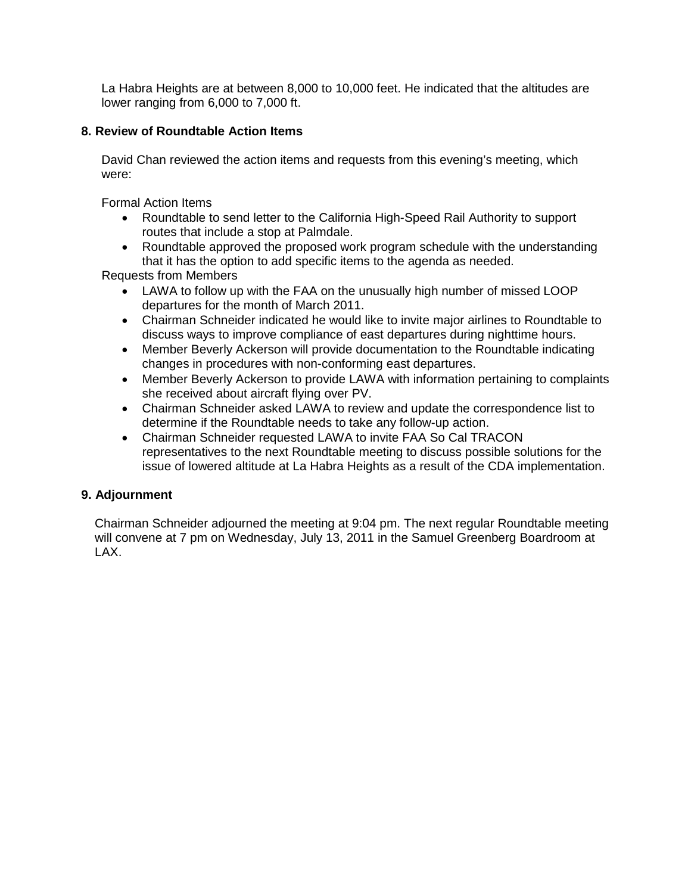La Habra Heights are at between 8,000 to 10,000 feet. He indicated that the altitudes are lower ranging from 6,000 to 7,000 ft.

**8. Review of Roundtable Action Items**

David Chan reviewed the action items and requests from this evening's meeting, which were:

Formal Action Items

- Roundtable to send letter to the California High-Speed Rail Authority to support routes that include a stop at Palmdale.
- Roundtable approved the proposed work program schedule with the understanding that it has the option to add specific items to the agenda as needed.

Requests from Members

- LAWA to follow up with the FAA on the unusually high number of missed LOOP departures for the month of March 2011.
- Chairman Schneider indicated he would like to invite major airlines to Roundtable to discuss ways to improve compliance of east departures during nighttime hours.
- Member Beverly Ackerson will provide documentation to the Roundtable indicating changes in procedures with non-conforming east departures.
- Member Beverly Ackerson to provide LAWA with information pertaining to complaints she received about aircraft flying over PV.
- Chairman Schneider asked LAWA to review and update the correspondence list to determine if the Roundtable needs to take any follow-up action.
- Chairman Schneider requested LAWA to invite FAA So Cal TRACON representatives to the next Roundtable meeting to discuss possible solutions for the issue of lowered altitude at La Habra Heights as a result of the CDA implementation.

**9. Adjournment**

Chairman Schneider adjourned the meeting at 9:04 pm. The next regular Roundtable meeting will convene at 7 pm on Wednesday, July 13, 2011 in the Samuel Greenberg Boardroom at LAX.